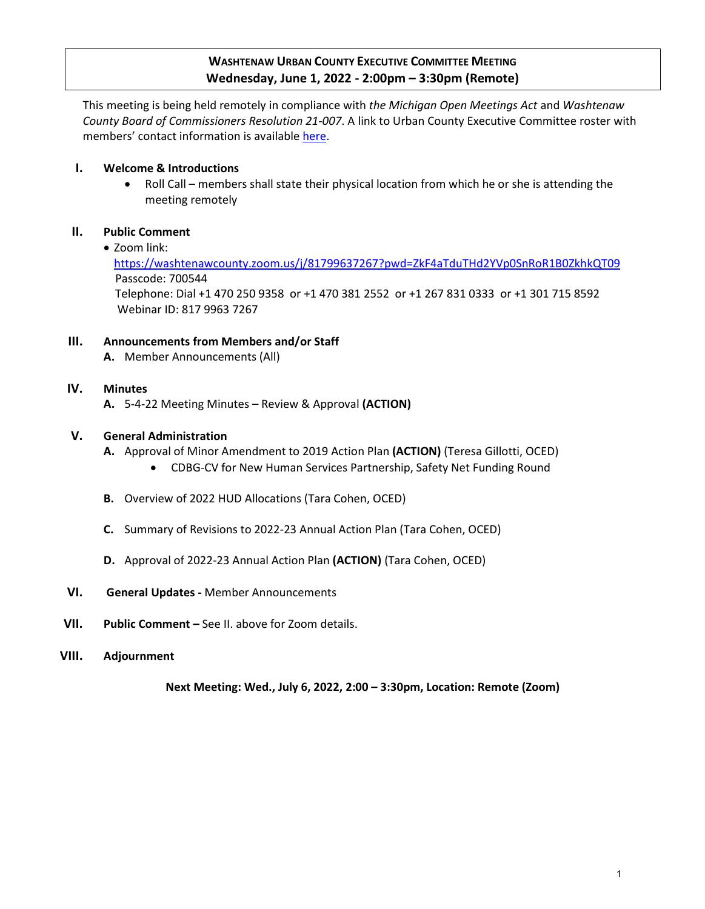# WASHTENAW URBAN COUNTY EXECUTIVE COMMITTEE MEETING
## Wednesday, June 1, 2022 - 2:00pm – 3:30pm (Remote)

This meeting is being held remotely in compliance with *the Michigan Open Meetings Act* and *Washtenaw County Board of Commissioners Resolution 21-007*. A link to Urban County Executive Committee roster with members' contact information is available here.

**I. Welcome & Introductions**

- Roll Call – members shall state their physical location from which he or she is attending the meeting remotely

**II. Public Comment**

- Zoom link: https://washtenawcounty.zoom.us/j/81799637267?pwd=ZkF4aTduTHd2YVp0SnRoR1B0ZkhkQT09
  Passcode: 700544
  Telephone: Dial +1 470 250 9358 or +1 470 381 2552 or +1 267 831 0333 or +1 301 715 8592
  Webinar ID: 817 9963 7267

**III. Announcements from Members and/or Staff**

**A.** Member Announcements (All)

**IV. Minutes**

**A.** 5-4-22 Meeting Minutes – Review & Approval **(ACTION)**

**V. General Administration**

**A.** Approval of Minor Amendment to 2019 Action Plan **(ACTION)** (Teresa Gillotti, OCED)

- CDBG-CV for New Human Services Partnership, Safety Net Funding Round

**B.** Overview of 2022 HUD Allocations (Tara Cohen, OCED)

**C.** Summary of Revisions to 2022-23 Annual Action Plan (Tara Cohen, OCED)

**D.** Approval of 2022-23 Annual Action Plan **(ACTION)** (Tara Cohen, OCED)

**VI. General Updates -** Member Announcements

**VII. Public Comment –** See II. above for Zoom details.

**VIII. Adjournment**

**Next Meeting: Wed., July 6, 2022, 2:00 – 3:30pm, Location: Remote (Zoom)**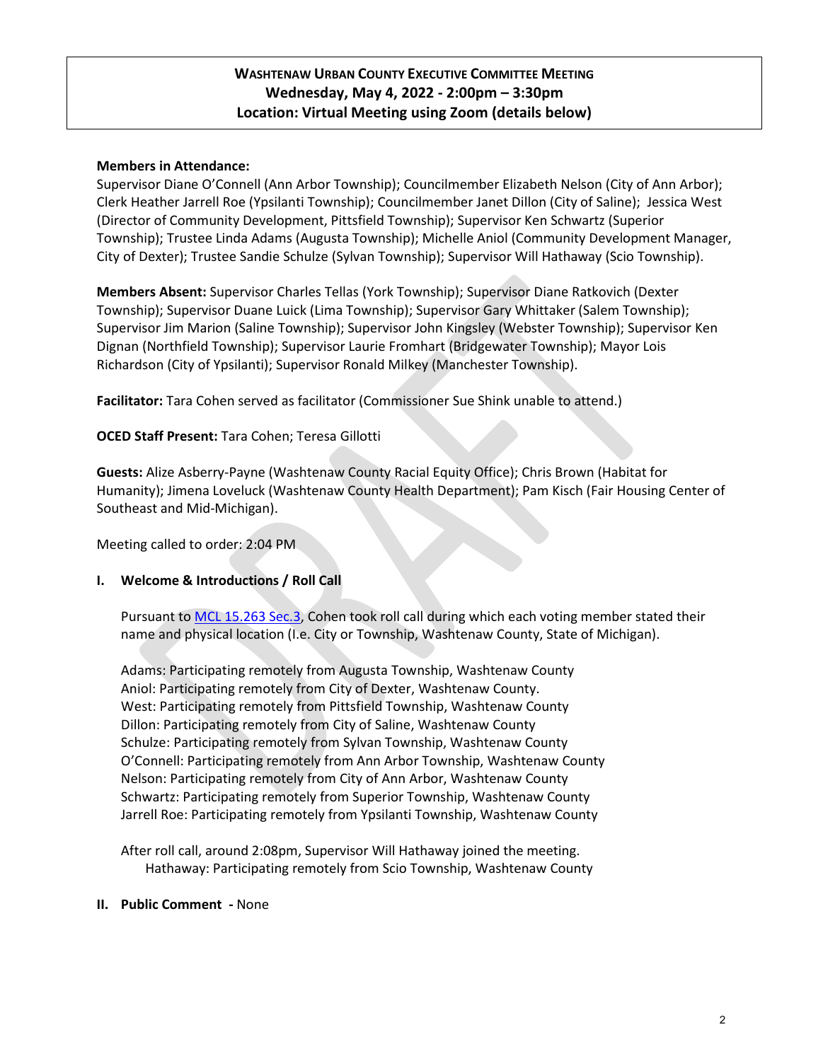**WASHTENAW URBAN COUNTY EXECUTIVE COMMITTEE MEETING**
**Wednesday, May 4, 2022 - 2:00pm – 3:30pm**
**Location: Virtual Meeting using Zoom (details below)**

**Members in Attendance:**
Supervisor Diane O'Connell (Ann Arbor Township); Councilmember Elizabeth Nelson (City of Ann Arbor); Clerk Heather Jarrell Roe (Ypsilanti Township); Councilmember Janet Dillon (City of Saline); Jessica West (Director of Community Development, Pittsfield Township); Supervisor Ken Schwartz (Superior Township); Trustee Linda Adams (Augusta Township); Michelle Aniol (Community Development Manager, City of Dexter); Trustee Sandie Schulze (Sylvan Township); Supervisor Will Hathaway (Scio Township).

**Members Absent:** Supervisor Charles Tellas (York Township); Supervisor Diane Ratkovich (Dexter Township); Supervisor Duane Luick (Lima Township); Supervisor Gary Whittaker (Salem Township); Supervisor Jim Marion (Saline Township); Supervisor John Kingsley (Webster Township); Supervisor Ken Dignan (Northfield Township); Supervisor Laurie Fromhart (Bridgewater Township); Mayor Lois Richardson (City of Ypsilanti); Supervisor Ronald Milkey (Manchester Township).

**Facilitator:** Tara Cohen served as facilitator (Commissioner Sue Shink unable to attend.)

**OCED Staff Present:** Tara Cohen; Teresa Gillotti

**Guests:** Alize Asberry-Payne (Washtenaw County Racial Equity Office); Chris Brown (Habitat for Humanity); Jimena Loveluck (Washtenaw County Health Department); Pam Kisch (Fair Housing Center of Southeast and Mid-Michigan).

Meeting called to order: 2:04 PM

## I. Welcome & Introductions / Roll Call

Pursuant to MCL 15.263 Sec.3, Cohen took roll call during which each voting member stated their name and physical location (I.e. City or Township, Washtenaw County, State of Michigan).

Adams: Participating remotely from Augusta Township, Washtenaw County
Aniol: Participating remotely from City of Dexter, Washtenaw County.
West: Participating remotely from Pittsfield Township, Washtenaw County
Dillon: Participating remotely from City of Saline, Washtenaw County
Schulze: Participating remotely from Sylvan Township, Washtenaw County
O'Connell: Participating remotely from Ann Arbor Township, Washtenaw County
Nelson: Participating remotely from City of Ann Arbor, Washtenaw County
Schwartz: Participating remotely from Superior Township, Washtenaw County
Jarrell Roe: Participating remotely from Ypsilanti Township, Washtenaw County

After roll call, around 2:08pm, Supervisor Will Hathaway joined the meeting.
Hathaway: Participating remotely from Scio Township, Washtenaw County

## II. Public Comment - None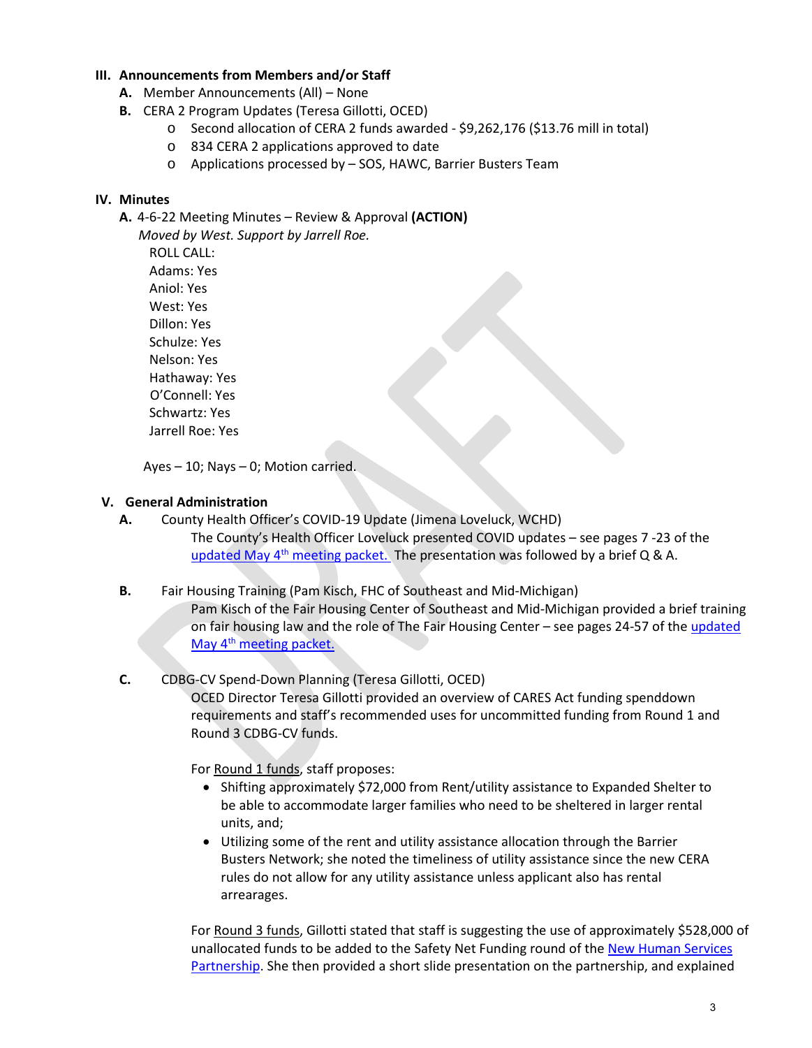## III. Announcements from Members and/or Staff

**A.** Member Announcements (All) – None

**B.** CERA 2 Program Updates (Teresa Gillotti, OCED)

- Second allocation of CERA 2 funds awarded - $9,262,176 ($13.76 mill in total)
- 834 CERA 2 applications approved to date
- Applications processed by – SOS, HAWC, Barrier Busters Team

## IV. Minutes

**A.** 4-6-22 Meeting Minutes – Review & Approval **(ACTION)**

*Moved by West. Support by Jarrell Roe.*

ROLL CALL:
Adams: Yes
Aniol: Yes
West: Yes
Dillon: Yes
Schulze: Yes
Nelson: Yes
Hathaway: Yes
O'Connell: Yes
Schwartz: Yes
Jarrell Roe: Yes

Ayes – 10; Nays – 0; Motion carried.

## V. General Administration

**A.** County Health Officer's COVID-19 Update (Jimena Loveluck, WCHD)

The County's Health Officer Loveluck presented COVID updates – see pages 7 -23 of the updated May 4th meeting packet. The presentation was followed by a brief Q & A.

**B.** Fair Housing Training (Pam Kisch, FHC of Southeast and Mid-Michigan)

Pam Kisch of the Fair Housing Center of Southeast and Mid-Michigan provided a brief training on fair housing law and the role of The Fair Housing Center – see pages 24-57 of the updated May 4th meeting packet.

**C.** CDBG-CV Spend-Down Planning (Teresa Gillotti, OCED)

OCED Director Teresa Gillotti provided an overview of CARES Act funding spenddown requirements and staff's recommended uses for uncommitted funding from Round 1 and Round 3 CDBG-CV funds.

For Round 1 funds, staff proposes:

- Shifting approximately $72,000 from Rent/utility assistance to Expanded Shelter to be able to accommodate larger families who need to be sheltered in larger rental units, and;
- Utilizing some of the rent and utility assistance allocation through the Barrier Busters Network; she noted the timeliness of utility assistance since the new CERA rules do not allow for any utility assistance unless applicant also has rental arrearages.

For Round 3 funds, Gillotti stated that staff is suggesting the use of approximately $528,000 of unallocated funds to be added to the Safety Net Funding round of the New Human Services Partnership. She then provided a short slide presentation on the partnership, and explained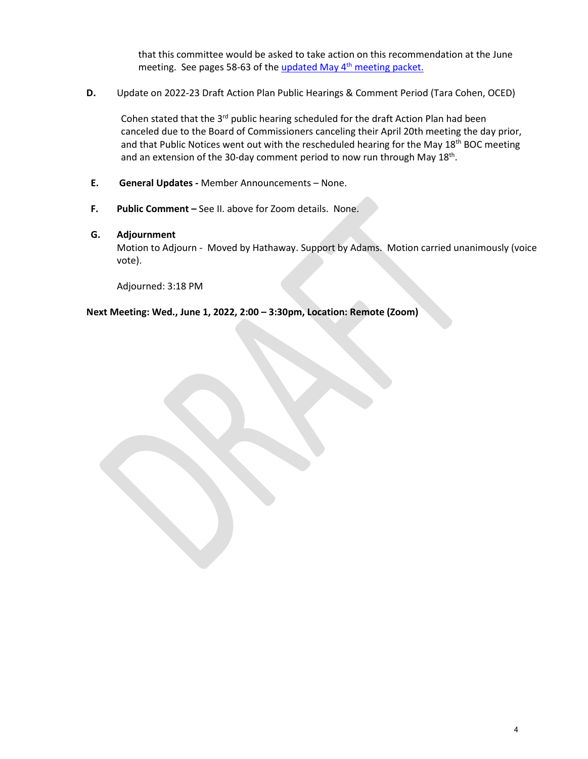that this committee would be asked to take action on this recommendation at the June meeting. See pages 58-63 of the [updated May 4th meeting packet.]()

**D.** Update on 2022-23 Draft Action Plan Public Hearings & Comment Period (Tara Cohen, OCED)

Cohen stated that the 3rd public hearing scheduled for the draft Action Plan had been canceled due to the Board of Commissioners canceling their April 20th meeting the day prior, and that Public Notices went out with the rescheduled hearing for the May 18th BOC meeting and an extension of the 30-day comment period to now run through May 18th.

**E.** **General Updates -** Member Announcements – None.

**F.** **Public Comment –** See II. above for Zoom details. None.

**G.** **Adjournment**

Motion to Adjourn - Moved by Hathaway. Support by Adams. Motion carried unanimously (voice vote).

Adjourned: 3:18 PM

**Next Meeting: Wed., June 1, 2022, 2:00 – 3:30pm, Location: Remote (Zoom)**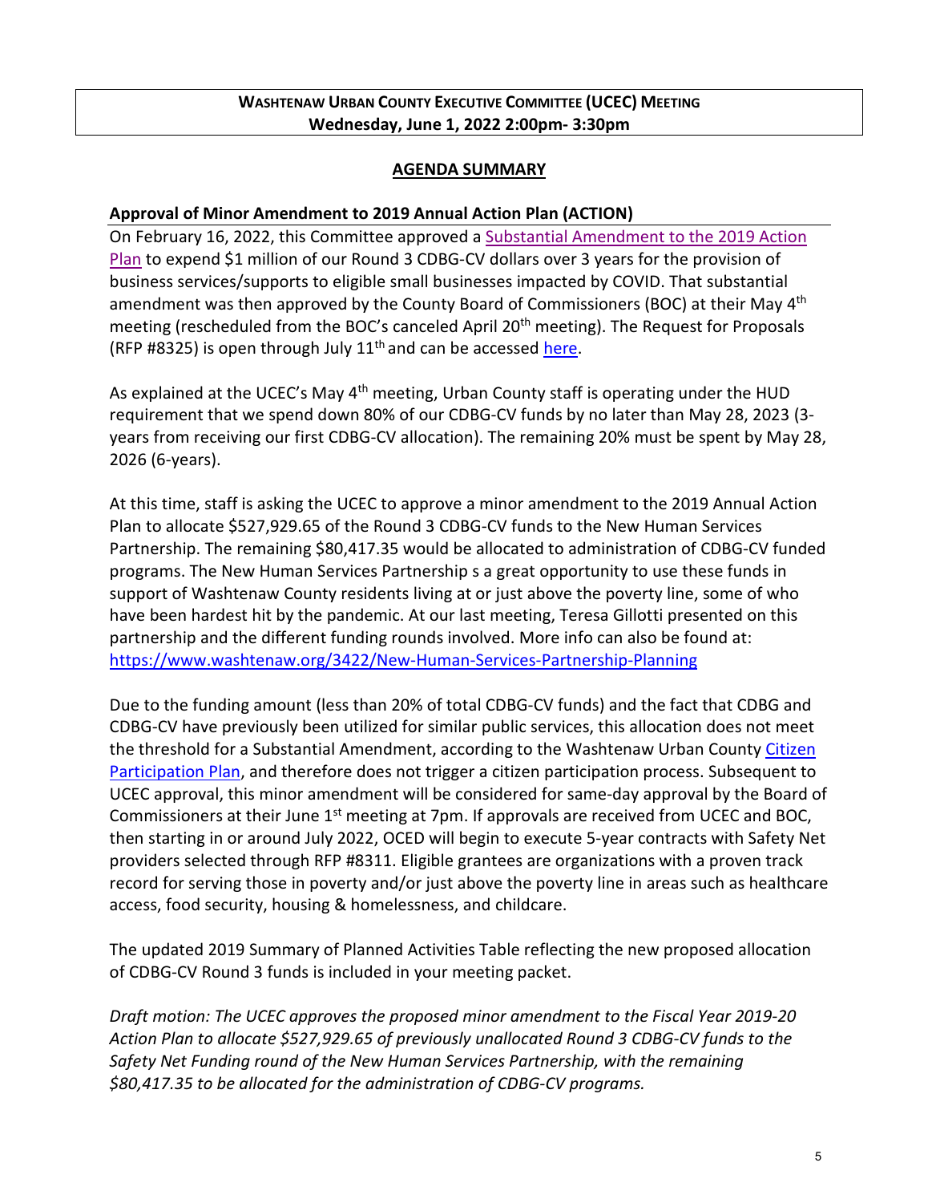**WASHTENAW URBAN COUNTY EXECUTIVE COMMITTEE (UCEC) MEETING**
**Wednesday, June 1, 2022 2:00pm- 3:30pm**

## AGENDA SUMMARY

### Approval of Minor Amendment to 2019 Annual Action Plan (ACTION)

On February 16, 2022, this Committee approved a Substantial Amendment to the 2019 Action Plan to expend $1 million of our Round 3 CDBG-CV dollars over 3 years for the provision of business services/supports to eligible small businesses impacted by COVID. That substantial amendment was then approved by the County Board of Commissioners (BOC) at their May 4th meeting (rescheduled from the BOC's canceled April 20th meeting). The Request for Proposals (RFP #8325) is open through July 11th and can be accessed here.

As explained at the UCEC's May 4th meeting, Urban County staff is operating under the HUD requirement that we spend down 80% of our CDBG-CV funds by no later than May 28, 2023 (3-years from receiving our first CDBG-CV allocation). The remaining 20% must be spent by May 28, 2026 (6-years).

At this time, staff is asking the UCEC to approve a minor amendment to the 2019 Annual Action Plan to allocate $527,929.65 of the Round 3 CDBG-CV funds to the New Human Services Partnership. The remaining $80,417.35 would be allocated to administration of CDBG-CV funded programs. The New Human Services Partnership s a great opportunity to use these funds in support of Washtenaw County residents living at or just above the poverty line, some of who have been hardest hit by the pandemic. At our last meeting, Teresa Gillotti presented on this partnership and the different funding rounds involved. More info can also be found at: https://www.washtenaw.org/3422/New-Human-Services-Partnership-Planning

Due to the funding amount (less than 20% of total CDBG-CV funds) and the fact that CDBG and CDBG-CV have previously been utilized for similar public services, this allocation does not meet the threshold for a Substantial Amendment, according to the Washtenaw Urban County Citizen Participation Plan, and therefore does not trigger a citizen participation process. Subsequent to UCEC approval, this minor amendment will be considered for same-day approval by the Board of Commissioners at their June 1st meeting at 7pm. If approvals are received from UCEC and BOC, then starting in or around July 2022, OCED will begin to execute 5-year contracts with Safety Net providers selected through RFP #8311. Eligible grantees are organizations with a proven track record for serving those in poverty and/or just above the poverty line in areas such as healthcare access, food security, housing & homelessness, and childcare.

The updated 2019 Summary of Planned Activities Table reflecting the new proposed allocation of CDBG-CV Round 3 funds is included in your meeting packet.

*Draft motion: The UCEC approves the proposed minor amendment to the Fiscal Year 2019-20 Action Plan to allocate $527,929.65 of previously unallocated Round 3 CDBG-CV funds to the Safety Net Funding round of the New Human Services Partnership, with the remaining $80,417.35 to be allocated for the administration of CDBG-CV programs.*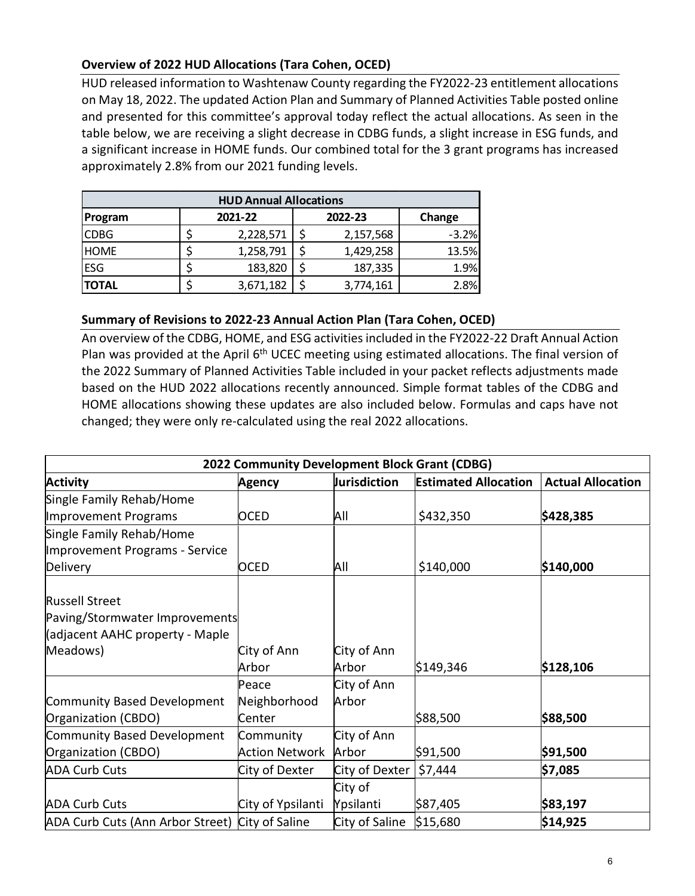### Overview of 2022 HUD Allocations (Tara Cohen, OCED)

HUD released information to Washtenaw County regarding the FY2022-23 entitlement allocations on May 18, 2022. The updated Action Plan and Summary of Planned Activities Table posted online and presented for this committee's approval today reflect the actual allocations. As seen in the table below, we are receiving a slight decrease in CDBG funds, a slight increase in ESG funds, and a significant increase in HOME funds. Our combined total for the 3 grant programs has increased approximately 2.8% from our 2021 funding levels.

| HUD Annual Allocations | | | |
|---|---|---|---|
| **Program** | **2021-22** | **2022-23** | **Change** |
| CDBG | $ 2,228,571 | $ 2,157,568 | -3.2% |
| HOME | $ 1,258,791 | $ 1,429,258 | 13.5% |
| ESG | $ 183,820 | $ 187,335 | 1.9% |
| **TOTAL** | $ 3,671,182 | $ 3,774,161 | 2.8% |

### Summary of Revisions to 2022-23 Annual Action Plan (Tara Cohen, OCED)

An overview of the CDBG, HOME, and ESG activities included in the FY2022-22 Draft Annual Action Plan was provided at the April 6th UCEC meeting using estimated allocations. The final version of the 2022 Summary of Planned Activities Table included in your packet reflects adjustments made based on the HUD 2022 allocations recently announced. Simple format tables of the CDBG and HOME allocations showing these updates are also included below. Formulas and caps have not changed; they were only re-calculated using the real 2022 allocations.

| 2022 Community Development Block Grant (CDBG) | | | | |
|---|---|---|---|---|
| **Activity** | **Agency** | **Jurisdiction** | **Estimated Allocation** | **Actual Allocation** |
| Single Family Rehab/Home Improvement Programs | OCED | All | $432,350 | **$428,385** |
| Single Family Rehab/Home Improvement Programs - Service Delivery | OCED | All | $140,000 | **$140,000** |
| Russell Street Paving/Stormwater Improvements (adjacent AAHC property - Maple Meadows) | City of Ann Arbor | City of Ann Arbor | $149,346 | **$128,106** |
| Community Based Development Organization (CBDO) | Peace Neighborhood Center | City of Ann Arbor | $88,500 | **$88,500** |
| Community Based Development Organization (CBDO) | Community Action Network | City of Ann Arbor | $91,500 | **$91,500** |
| ADA Curb Cuts | City of Dexter | City of Dexter | $7,444 | **$7,085** |
| ADA Curb Cuts | City of Ypsilanti | City of Ypsilanti | $87,405 | **$83,197** |
| ADA Curb Cuts (Ann Arbor Street) | City of Saline | City of Saline | $15,680 | **$14,925** |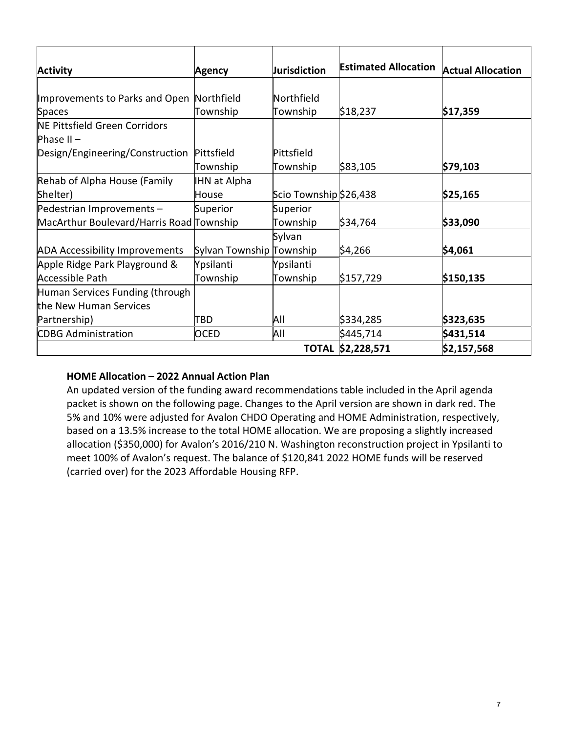| Activity | Agency | Jurisdiction | Estimated Allocation | Actual Allocation |
|---|---|---|---|---|
| Improvements to Parks and Open Spaces | Northfield Township | Northfield Township | $18,237 | **$17,359** |
| NE Pittsfield Green Corridors Phase II – Design/Engineering/Construction | Pittsfield Township | Pittsfield Township | $83,105 | **$79,103** |
| Rehab of Alpha House (Family Shelter) | IHN at Alpha House | Scio Township | $26,438 | **$25,165** |
| Pedestrian Improvements – MacArthur Boulevard/Harris Road | Superior Township | Superior Township | $34,764 | **$33,090** |
| ADA Accessibility Improvements | Sylvan Township | Sylvan Township | $4,266 | **$4,061** |
| Apple Ridge Park Playground & Accessible Path | Ypsilanti Township | Ypsilanti Township | $157,729 | **$150,135** |
| Human Services Funding (through the New Human Services Partnership) | TBD | All | $334,285 | **$323,635** |
| CDBG Administration | OCED | All | $445,714 | **$431,514** |
| | | **TOTAL** | **$2,228,571** | **$2,157,568** |

**HOME Allocation – 2022 Annual Action Plan**

An updated version of the funding award recommendations table included in the April agenda packet is shown on the following page. Changes to the April version are shown in dark red. The 5% and 10% were adjusted for Avalon CHDO Operating and HOME Administration, respectively, based on a 13.5% increase to the total HOME allocation. We are proposing a slightly increased allocation ($350,000) for Avalon's 2016/210 N. Washington reconstruction project in Ypsilanti to meet 100% of Avalon's request. The balance of $120,841 2022 HOME funds will be reserved (carried over) for the 2023 Affordable Housing RFP.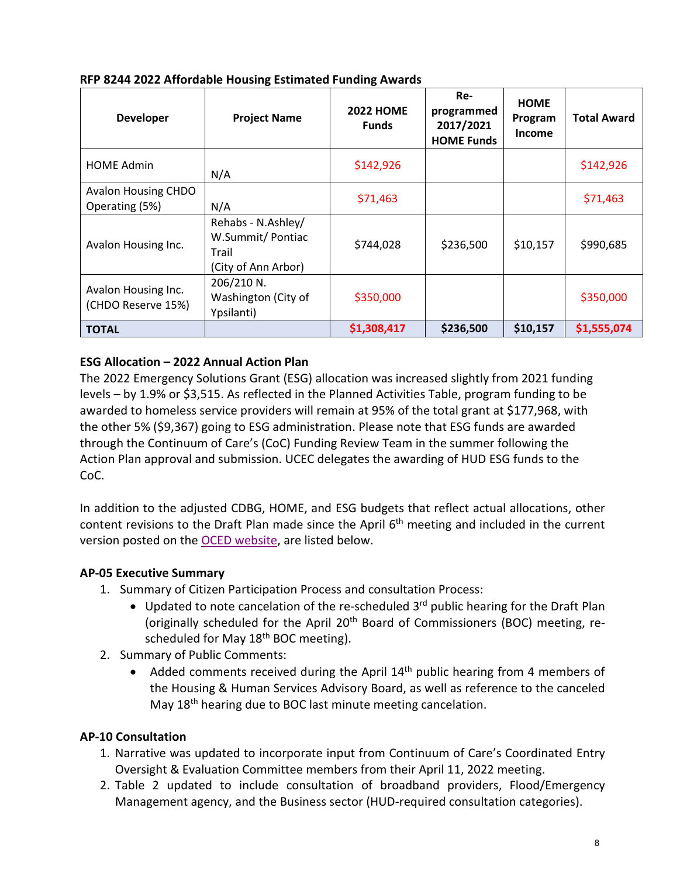**RFP 8244 2022 Affordable Housing Estimated Funding Awards**

| Developer | Project Name | 2022 HOME Funds | Re-programmed 2017/2021 HOME Funds | HOME Program Income | Total Award |
|---|---|---|---|---|---|
| HOME Admin | N/A | $142,926 | | | $142,926 |
| Avalon Housing CHDO Operating (5%) | N/A | $71,463 | | | $71,463 |
| Avalon Housing Inc. | Rehabs - N.Ashley/ W.Summit/ Pontiac Trail (City of Ann Arbor) | $744,028 | $236,500 | $10,157 | $990,685 |
| Avalon Housing Inc. (CHDO Reserve 15%) | 206/210 N. Washington (City of Ypsilanti) | $350,000 | | | $350,000 |
| **TOTAL** | | **$1,308,417** | **$236,500** | **$10,157** | **$1,555,074** |

**ESG Allocation – 2022 Annual Action Plan**

The 2022 Emergency Solutions Grant (ESG) allocation was increased slightly from 2021 funding levels – by 1.9% or $3,515. As reflected in the Planned Activities Table, program funding to be awarded to homeless service providers will remain at 95% of the total grant at $177,968, with the other 5% ($9,367) going to ESG administration. Please note that ESG funds are awarded through the Continuum of Care's (CoC) Funding Review Team in the summer following the Action Plan approval and submission. UCEC delegates the awarding of HUD ESG funds to the CoC.

In addition to the adjusted CDBG, HOME, and ESG budgets that reflect actual allocations, other content revisions to the Draft Plan made since the April 6th meeting and included in the current version posted on the OCED website, are listed below.

**AP-05 Executive Summary**

1. Summary of Citizen Participation Process and consultation Process:
   - Updated to note cancelation of the re-scheduled 3rd public hearing for the Draft Plan (originally scheduled for the April 20th Board of Commissioners (BOC) meeting, re-scheduled for May 18th BOC meeting).
2. Summary of Public Comments:
   - Added comments received during the April 14th public hearing from 4 members of the Housing & Human Services Advisory Board, as well as reference to the canceled May 18th hearing due to BOC last minute meeting cancelation.

**AP-10 Consultation**

1. Narrative was updated to incorporate input from Continuum of Care's Coordinated Entry Oversight & Evaluation Committee members from their April 11, 2022 meeting.
2. Table 2 updated to include consultation of broadband providers, Flood/Emergency Management agency, and the Business sector (HUD-required consultation categories).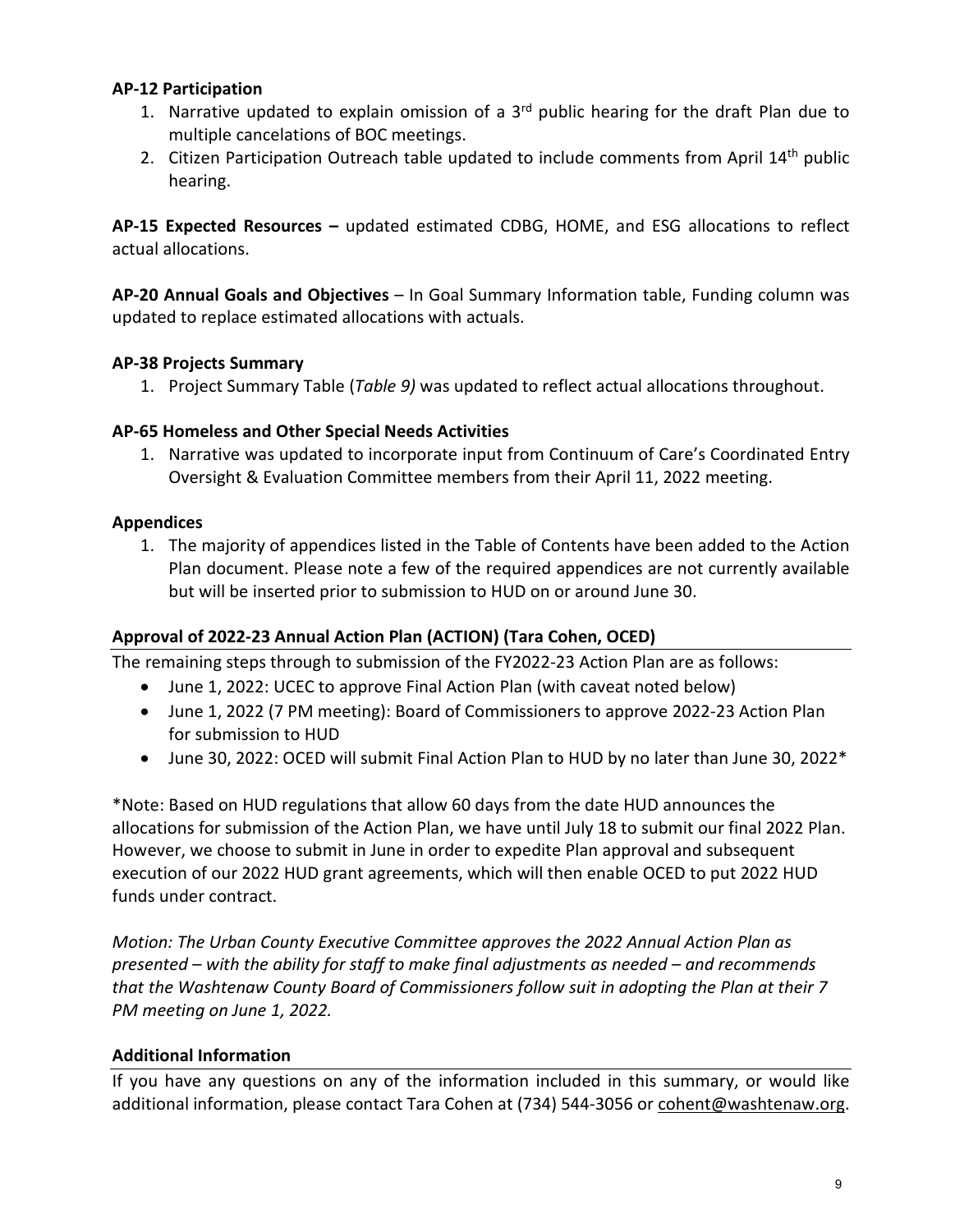**AP-12 Participation**

1. Narrative updated to explain omission of a 3rd public hearing for the draft Plan due to multiple cancelations of BOC meetings.
2. Citizen Participation Outreach table updated to include comments from April 14th public hearing.

**AP-15 Expected Resources –** updated estimated CDBG, HOME, and ESG allocations to reflect actual allocations.

**AP-20 Annual Goals and Objectives** – In Goal Summary Information table, Funding column was updated to replace estimated allocations with actuals.

**AP-38 Projects Summary**

1. Project Summary Table (*Table 9)* was updated to reflect actual allocations throughout.

**AP-65 Homeless and Other Special Needs Activities**

1. Narrative was updated to incorporate input from Continuum of Care's Coordinated Entry Oversight & Evaluation Committee members from their April 11, 2022 meeting.

**Appendices**

1. The majority of appendices listed in the Table of Contents have been added to the Action Plan document. Please note a few of the required appendices are not currently available but will be inserted prior to submission to HUD on or around June 30.

**Approval of 2022-23 Annual Action Plan (ACTION) (Tara Cohen, OCED)**

The remaining steps through to submission of the FY2022-23 Action Plan are as follows:

- June 1, 2022: UCEC to approve Final Action Plan (with caveat noted below)
- June 1, 2022 (7 PM meeting): Board of Commissioners to approve 2022-23 Action Plan for submission to HUD
- June 30, 2022: OCED will submit Final Action Plan to HUD by no later than June 30, 2022*

*Note: Based on HUD regulations that allow 60 days from the date HUD announces the allocations for submission of the Action Plan, we have until July 18 to submit our final 2022 Plan. However, we choose to submit in June in order to expedite Plan approval and subsequent execution of our 2022 HUD grant agreements, which will then enable OCED to put 2022 HUD funds under contract.

*Motion: The Urban County Executive Committee approves the 2022 Annual Action Plan as presented – with the ability for staff to make final adjustments as needed – and recommends that the Washtenaw County Board of Commissioners follow suit in adopting the Plan at their 7 PM meeting on June 1, 2022.*

**Additional Information**

If you have any questions on any of the information included in this summary, or would like additional information, please contact Tara Cohen at (734) 544-3056 or cohent@washtenaw.org.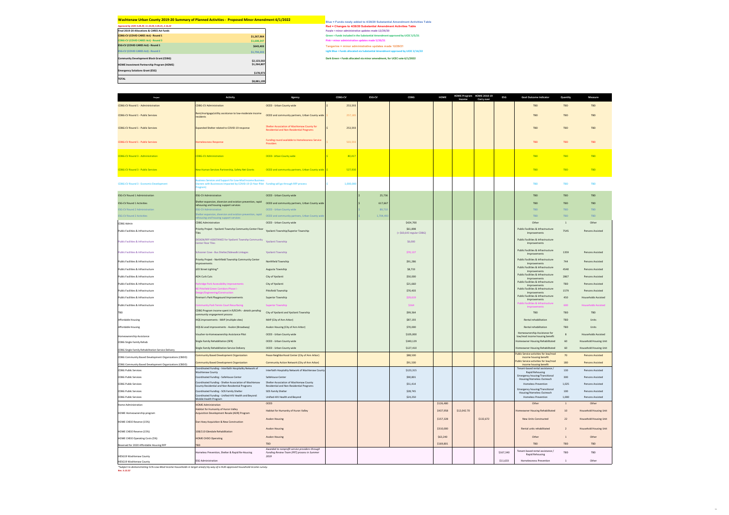# Washtenaw Urban County 2019-20 Summary of Planned Activities - Proposed Minor Amendment 6/1/2022

*Approved by UCEC 4-28-20, 11-10-20, 5-05-21, 2-16-22*

| Final 2019-20 Allocations & CARES Act funds | |
|---|---|
| CDBG-CV (COVID CARES Act) - Round 1 | $1,267,964 |
| CDBG-CV (COVID CARES Act) - Round 3 | $1,608,347 |
| ESG-CV (COVID CARES Act) - Round 1 | $643,403 |
| ESG-CV (COVID CARES Act) - Round 2 | $1,794,203 |
| Community Development Block Grant (CDBG) | $2,123,502 |
| HOME Investment Partnership Program (HOME) | $1,264,807 |
| Emergency Solutions Grant (ESG) | $178,973 |
| **TOTAL** | **$8,881,199** |

Blue = Funds newly added to 4/28/20 Substantial Amendment Activities Table
Red = Changes to 4/28/20 Substantial Amendment Activities Table
Purple = minor administrative updates made 12/29/20
Green = Funds included in the Substantial Amendment approved by UCEC 5/5/21
Pink = minor administrative updates made 5/20/21
Tangerine = minor administrative updates made 12/29/21
Light Blue = Funds allocated via Substantial Amendment approved by UCEC 2/16/22
Dark Green = Funds allocated via minor amendment, for UCEC vote 6/1/2022

| Project | Activity | Agency | CDBG-CV | ESG-CV | CDBG | HOME | HOME Program Income | HOME 2018-19 Carry over | ESG | Goal Outcome Indicator | Quantity | Measure |
|---|---|---|---|---|---|---|---|---|---|---|---|---|
| CDBG-CV Round 1 - Administration | CDBG-CV Administration | OCED - Urban County wide | $ 253,593 | | | | | | | TBD | TBD | TBD |
| CDBG-CV Round 1 - Public Services | Rent/mortgage/utility assistance to low-moderate income residents | OCED and community partners, Urban County wide | $ 257,185 | | | | | | | TBD | TBD | TBD |
| CDBG-CV Round 1 - Public Services | Expanded Shelter related to COVID-19 response | Shelter Association of Washtenaw County for Residential and Non-Residential Programs | $ 253,593 | | | | | | | TBD | TBD | TBD |
| CDBG-CV Round 1 - Public Services | Homelessness Response | Funding round available to Homelessness Service Providers | $ 503,593 | | | | | | | TBD | TBD | TBD |
| CDBG-CV Round 3 - Administration | CDBG-CV Administration | OCED - Urban County wide | $ 80,417 | | | | | | | TBD | TBD | TBD |
| CDBG-CV Round 3 - Public Services | New Human Services Partnership, Safety Net Grants | OCED and community partners, Urban County wide | $ 527,930 | | | | | | | TBD | TBD | TBD |
| CDBG-CV Round 3 - Economic Development | Business Services and Support for Low-Mod Income Business Owners with Businesses Impacted by COVID-19 (3-Year Pilot Program) | Funding will go through RFP process | $ 1,000,000 | | | | | | | TBD | TBD | TBD |
| ESG-CV Round 1 Administration | ESG-CV Administration | OCED - Urban County wide | | $ 25,736 | | | | | | TBD | TBD | TBD |
| ESG-CV Round 1 Activities | Shelter expansion, diversion and eviction prevention, rapid rehousing and housing support services | OCED and community partners, Urban County wide | | $ 617,667 | | | | | | TBD | TBD | TBD |
| ESG-CV Round 2 Administration | ESG-CV Administration | OCED - Urban County wide | | $ 89,710 | | | | | | TBD | TBD | TBD |
| ESG-CV Round 2 Activities | Shelter expansion, diversion and eviction prevention, rapid rehousing and housing support services | OCED and community partners, Urban County wide | | $ 1,704,493 | | | | | | TBD | TBD | TBD |
| CDBG Admin | CDBG Administration | OCED - Urban County wide | | | $424,700 | | | | | Other | 1 | Other |
| Public Facilities & Infrastructure | Priority Project - Ypsilanti Township Community Center Floor Tiles | Ypsilanti Township/Superior Township | | | $61,898 (+ $60,643 regular CDBG) | | | | | Public Facilities & Infrastructure Improvements | 7545 | Persons Assisted |
| Public Facilities & Infrastructure | DESIGN/RFP ASSISTANCE for Ypsilanti Township Community Center Floor Tiles | Ypsilanti Township | | | $6,000 | | | | | Public Facilities & Infrastructure Improvements | | |
| Public Facilities & Infrastructure | Schooner Cove - Bus Shelter/Sidewalk Linkages | Ypsilanti Township | | | $70,137 | | | | | Public Facilities & Infrastructure Improvements | 1359 | Persons Assisted |
| Public Facilities & Infrastructure | Priority Project - Northfield Township Community Center Improvements | Northfield Township | | | $91,286 | | | | | Public Facilities & Infrastructure Improvements | 744 | Persons Assisted |
| Public Facilities & Infrastructure | LED Street Lighting* | Augusta Township | | | $8,733 | | | | | Public Facilities & Infrastructure Improvements | 4540 | Persons Assisted |
| Public Facilities & Infrastructure | ADA Curb Cuts | City of Ypsilanti | | | $50,000 | | | | | Public Facilities & Infrastructure Improvements | 2867 | Persons Assisted |
| Public Facilities & Infrastructure | Parkridge Park Accessibility Improvements | City of Ypsilanti | | | $21,660 | | | | | Public Facilities & Infrastructure Improvements | TBD | Persons Assisted |
| Public Facilities & Infrastructure | NE Pittsfield Green Corridors Phase I - Design/Engineering/Construction | Pittsfield Township | | | $70,403 | | | | | Public Facilities & Infrastructure Improvements | 1579 | Persons Assisted |
| Public Facilities & Infrastructure | Fireman's Park Playground Improvements | Superior Township | | | $29,619 | | | | | Public Facilities & Infrastructure Improvements | 450 | Households Assisted |
| Public Facilities & Infrastructure | Community Park Tennis Court Resurfacing | Superior Township | | | $564 | | | | | Public Facilities & Infrastructure Improvements | 600 | Households Assisted |
| TBD | CDBG Program income spent in R/ECAPs - *details pending community engagement process* | City of Ypsilanti and Ypsilanti Township | | | $99,364 | | | | | TBD | TBD | TBD |
| Affordable Housing | HQS improvements - MAP (multiple sites) | MAP (City of Ann Arbor) | | | $87,193 | | | | | Rental rehabilitation | TBD | Units |
| Affordable Housing | HQS & Lead improvements - Avalon (Broadway) | Avalon Housing (City of Ann Arbor) | | | $70,000 | | | | | Rental rehabilitation | TBD | Units |
| Homeownership Assistance | Voucher-to-Homeownership Assistance Pilot | OCED - Urban County wide | | | $105,000 | | | | | Homeownership Assistance for low/mod income housing benefit | 8 | Households Assisted |
| CDBG Single Family Rehab | Single Family Rehabilitation (SFR) | OCED - Urban County wide | | | $340,129 | | | | | Homeowner Housing Rehabilitated | 60 | Household Housing Unit |
| CDBG Single Family Rehabilitation Service Delivery | Single Family Rehabilitation Service Delivery | OCED - Urban County wide | | | $127,410 | | | | | Homeowner Housing Rehabilitated | 60 | Household Housing Unit |
| CDBG Community Based Development Organizations (CBDO) | Community Based Development Organization | Peace Neighborhood Center (City of Ann Arbor) | | | $88,500 | | | | | Public Service activities for low/mod income housing benefit | 70 | Persons Assisted |
| CDBG Community Based Development Organizations (CBDO) | Community Based Development Organization | Community Action Network (City of Ann Arbor) | | | $91,500 | | | | | Public Service activities for low/mod income housing benefit | 180 | Persons Assisted |
| CDBG Public Services | Coordinated Funding - Interfaith Hospitality Network of Washtenaw County | Interfaith Hospitality Network of Washtenaw County | | | $123,315 | | | | | Tenant-based rental assistance / Rapid Rehousing | 130 | Persons Assisted |
| CDBG Public Services | Coordinated Funding - SafeHouse Center | SafeHouse Center | | | $90,801 | | | | | Emergency housing/Transitional Housing/Homeless Outreach | 300 | Persons Assisted |
| CDBG Public Services | Coordinated Funding - Shelter Association of Washtenaw County Residential and Non-Residential Programs | Shelter Association of Washtenaw County Residential and Non-Residential Programs | | | $51,414 | | | | | Homeless Prevention | 1,025 | Persons Assisted |
| CDBG Public Services | Coordinated Funding - SOS Family Shelter | SOS Family Shelter | | | $28,745 | | | | | Emergency housing/Transitional Housing/Homeless Outreach | 100 | Persons Assisted |
| CDBG Public Services | Coordinated Funding - Unified-HIV Health and Beyond: Mobile Health Program | Unified-HIV Health and Beyond | | | $24,250 | | | | | Homeless Prevention | 1,000 | Persons Assisted |
| Home Administration | HOME Administration | OCED | | | | $126,480 | | | | Other | 1 | Other |
| HOME Homeownership program | Habitat for Humanity of Huron Valley Acquisition Development Resale (ADR) Program | Habitat for Humanity of Huron Valley | | | | $437,958 | $12,042.70 | | | Homeowner Housing Rehabilitated | 10 | Household Housing Unit |
| HOME CHDO Reserve (15%) | Dan Hoey Acquisition & New Construction | Avalon Housing | | | | $157,328 | | $132,672 | | New Units Constructed | 22 | Household Housing Unit |
| HOME CHDO Reserve (15%) | 108/110 Glendale Rehabilitation | Avalon Housing | | | | $310,000 | | | | Rental units rehabilitated | 2 | Household Housing Unit |
| HOME CHDO Operating Costs (5%) | HOME CHDO Operating | Avalon Housing | | | | $63,240 | | | | Other | 1 | Other |
| Reserved for 2020 Affordable Housing RFP | TBD | TBD | | | | $169,801 | | | | TBD | TBD | TBD |
| HESG19 Washtenaw County | Homeless Prevention, Shelter & Rapid Re-Housing | Awarded to nonprofit service providers through Funding Review Team (FRT) process in Summer 2019 | | | | | | | $167,340 | Tenant-based rental assistance / Rapid Rehousing | TBD | TBD |
| HESG19 Washtenaw County | ESG Administration | | | | | | | | $11,633 | Homelessness Prevention | 1 | Other |

*\*Subject to demonstrating 51% Low-Mod Income households in target area(s) by way of a HUD-approved household income survey.*

*Rev. 5.12.22*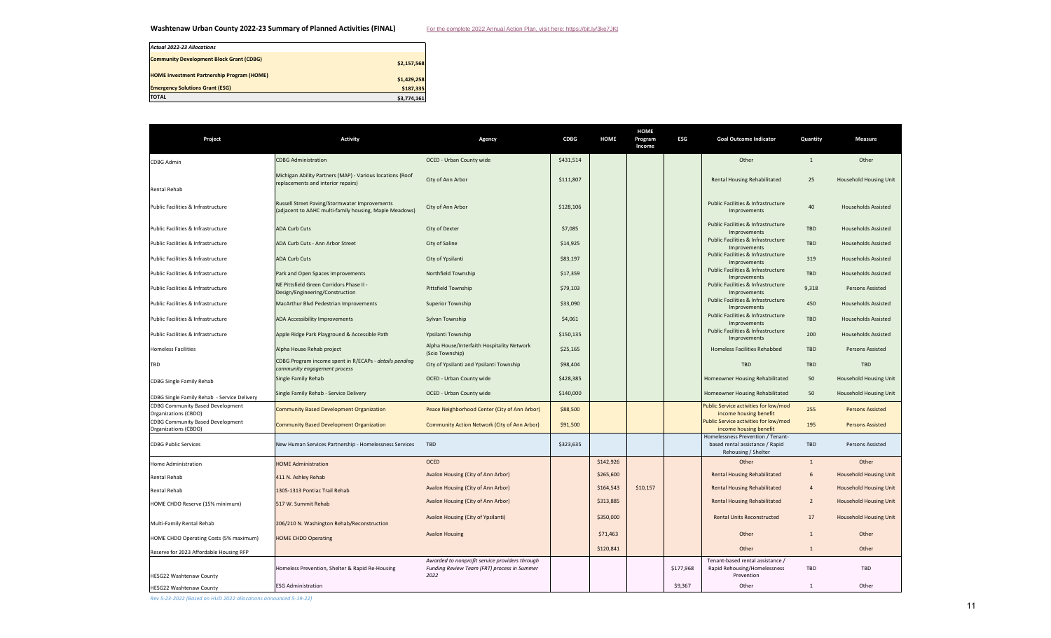**Washtenaw Urban County 2022-23 Summary of Planned Activities (FINAL)** For the complete 2022 Annual Action Plan, visit here: https://bit.ly/3ke7JKt

| *Actual 2022-23 Allocations* | |
|---|---|
| **Community Development Block Grant (CDBG)** | $2,157,568 |
| **HOME Investment Partnership Program (HOME)** | $1,429,258 |
| **Emergency Solutions Grant (ESG)** | $187,335 |
| **TOTAL** | $3,774,161 |

| Project | Activity | Agency | CDBG | HOME | HOME Program Income | ESG | Goal Outcome Indicator | Quantity | Measure |
|---|---|---|---|---|---|---|---|---|---|
| CDBG Admin | CDBG Administration | OCED - Urban County wide | $431,514 | | | | Other | 1 | Other |
| Rental Rehab | Michigan Ability Partners (MAP) - Various locations (Roof replacements and interior repairs) | City of Ann Arbor | $111,807 | | | | Rental Housing Rehabilitated | 25 | Household Housing Unit |
| Public Facilities & Infrastructure | Russell Street Paving/Stormwater Improvements (adjacent to AAHC multi-family housing, Maple Meadows) | City of Ann Arbor | $128,106 | | | | Public Facilities & Infrastructure Improvements | 40 | Households Assisted |
| Public Facilities & Infrastructure | ADA Curb Cuts | City of Dexter | $7,085 | | | | Public Facilities & Infrastructure Improvements | TBD | Households Assisted |
| Public Facilities & Infrastructure | ADA Curb Cuts - Ann Arbor Street | City of Saline | $14,925 | | | | Public Facilities & Infrastructure Improvements | TBD | Households Assisted |
| Public Facilities & Infrastructure | ADA Curb Cuts | City of Ypsilanti | $83,197 | | | | Public Facilities & Infrastructure Improvements | 319 | Households Assisted |
| Public Facilities & Infrastructure | Park and Open Spaces Improvements | Northfield Township | $17,359 | | | | Public Facilities & Infrastructure Improvements | TBD | Households Assisted |
| Public Facilities & Infrastructure | NE Pittsfield Green Corridors Phase II - Design/Engineering/Construction | Pittsfield Township | $79,103 | | | | Public Facilities & Infrastructure Improvements | 9,318 | Persons Assisted |
| Public Facilities & Infrastructure | MacArthur Blvd Pedestrian Improvements | Superior Township | $33,090 | | | | Public Facilities & Infrastructure Improvements | 450 | Households Assisted |
| Public Facilities & Infrastructure | ADA Accessibility Improvements | Sylvan Township | $4,061 | | | | Public Facilities & Infrastructure Improvements | TBD | Households Assisted |
| Public Facilities & Infrastructure | Apple Ridge Park Playground & Accessible Path | Ypsilanti Township | $150,135 | | | | Public Facilities & Infrastructure Improvements | 200 | Households Assisted |
| Homeless Facilities | Alpha House Rehab project | Alpha House/Interfaith Hospitality Network (Scio Township) | $25,165 | | | | Homeless Facilities Rehabbed | TBD | Persons Assisted |
| TBD | CDBG Program income spent in R/ECAPs - *details pending community engagement process* | City of Ypsilanti and Ypsilanti Township | $98,404 | | | | TBD | TBD | TBD |
| CDBG Single Family Rehab | Single Family Rehab | OCED - Urban County wide | $428,385 | | | | Homeowner Housing Rehabilitated | 50 | Household Housing Unit |
| CDBG Single Family Rehab - Service Delivery | Single Family Rehab - Service Delivery | OCED - Urban County wide | $140,000 | | | | Homeowner Housing Rehabilitated | 50 | Household Housing Unit |
| CDBG Community Based Development Organizations (CBDO) | Community Based Development Organization | Peace Neighborhood Center (City of Ann Arbor) | $88,500 | | | | Public Service activities for low/mod income housing benefit | 255 | Persons Assisted |
| CDBG Community Based Development Organizations (CBDO) | Community Based Development Organization | Community Action Network (City of Ann Arbor) | $91,500 | | | | Public Service activities for low/mod income housing benefit | 195 | Persons Assisted |
| CDBG Public Services | New Human Services Partnership - Homelessness Services | TBD | $323,635 | | | | Homelessness Prevention / Tenant-based rental assistance / Rapid Rehousing / Shelter | TBD | Persons Assisted |
| Home Administration | HOME Administration | OCED | | $142,926 | | | Other | 1 | Other |
| Rental Rehab | 411 N. Ashley Rehab | Avalon Housing (City of Ann Arbor) | | $265,600 | | | Rental Housing Rehabilitated | 6 | Household Housing Unit |
| Rental Rehab | 1305-1313 Pontiac Trail Rehab | Avalon Housing (City of Ann Arbor) | | $164,543 | $10,157 | | Rental Housing Rehabilitated | 4 | Household Housing Unit |
| HOME CHDO Reserve (15% minimum) | 517 W. Summit Rehab | Avalon Housing (City of Ann Arbor) | | $313,885 | | | Rental Housing Rehabilitated | 2 | Household Housing Unit |
| Multi-Family Rental Rehab | 206/210 N. Washington Rehab/Reconstruction | Avalon Housing (City of Ypsilanti) | | $350,000 | | | Rental Units Reconstructed | 17 | Household Housing Unit |
| HOME CHDO Operating Costs (5% maximum) | HOME CHDO Operating | Avalon Housing | | $71,463 | | | Other | 1 | Other |
| Reserve for 2023 Affordable Housing RFP | | | | $120,841 | | | Other | 1 | Other |
| HESG22 Washtenaw County | Homeless Prevention, Shelter & Rapid Re-Housing | *Awarded to nonprofit service providers through Funding Review Team (FRT) process in Summer 2022* | | | | $177,968 | Tenant-based rental assistance / Rapid Rehousing/Homelessness Prevention | TBD | TBD |
| HESG22 Washtenaw County | ESG Administration | | | | | $9,367 | Other | 1 | Other |

*Rev 5-23-2022 (Based on HUD 2022 allocations announced 5-19-22)*